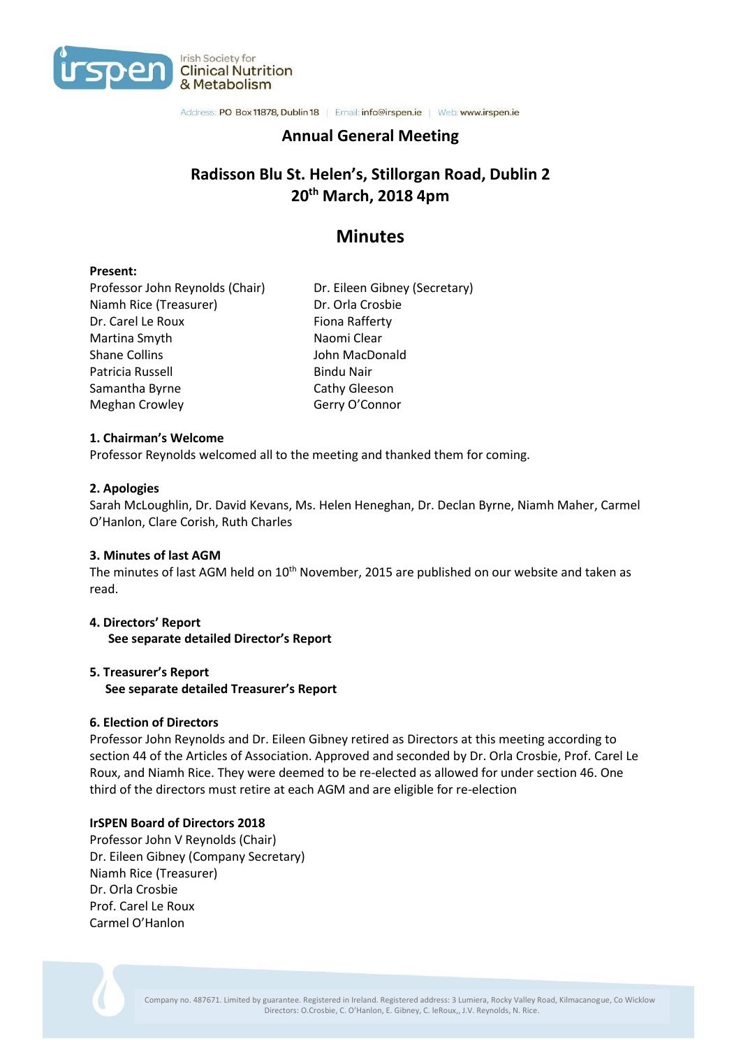Irish Society for Clinical Nutrition & Metabolism

Address: PO Box 11878, Dublin 18 | Email: info@irspen.ie | Web: www.irspen.ie

# Annual General Meeting

## Radisson Blu St. Helen's, Stillorgan Road, Dublin 2
## 20th March, 2018 4pm

# Minutes

**Present:**

Professor John Reynolds (Chair)
Niamh Rice (Treasurer)
Dr. Carel Le Roux
Martina Smyth
Shane Collins
Patricia Russell
Samantha Byrne
Meghan Crowley
Dr. Eileen Gibney (Secretary)
Dr. Orla Crosbie
Fiona Rafferty
Naomi Clear
John MacDonald
Bindu Nair
Cathy Gleeson
Gerry O'Connor

**1. Chairman's Welcome**

Professor Reynolds welcomed all to the meeting and thanked them for coming.

**2. Apologies**

Sarah McLoughlin, Dr. David Kevans, Ms. Helen Heneghan, Dr. Declan Byrne, Niamh Maher, Carmel O'Hanlon, Clare Corish, Ruth Charles

**3. Minutes of last AGM**

The minutes of last AGM held on 10th November, 2015 are published on our website and taken as read.

**4. Directors' Report**

**See separate detailed Director's Report**

**5. Treasurer's Report**

**See separate detailed Treasurer's Report**

**6. Election of Directors**

Professor John Reynolds and Dr. Eileen Gibney retired as Directors at this meeting according to section 44 of the Articles of Association. Approved and seconded by Dr. Orla Crosbie, Prof. Carel Le Roux, and Niamh Rice. They were deemed to be re-elected as allowed for under section 46. One third of the directors must retire at each AGM and are eligible for re-election

**IrSPEN Board of Directors 2018**

Professor John V Reynolds (Chair)
Dr. Eileen Gibney (Company Secretary)
Niamh Rice (Treasurer)
Dr. Orla Crosbie
Prof. Carel Le Roux
Carmel O'Hanlon

Company no. 487671. Limited by guarantee. Registered in Ireland. Registered address: 3 Lumiera, Rocky Valley Road, Kilmacanogue, Co Wicklow
Directors: O.Crosbie, C. O'Hanlon, E. Gibney, C. leRoux,, J.V. Reynolds, N. Rice.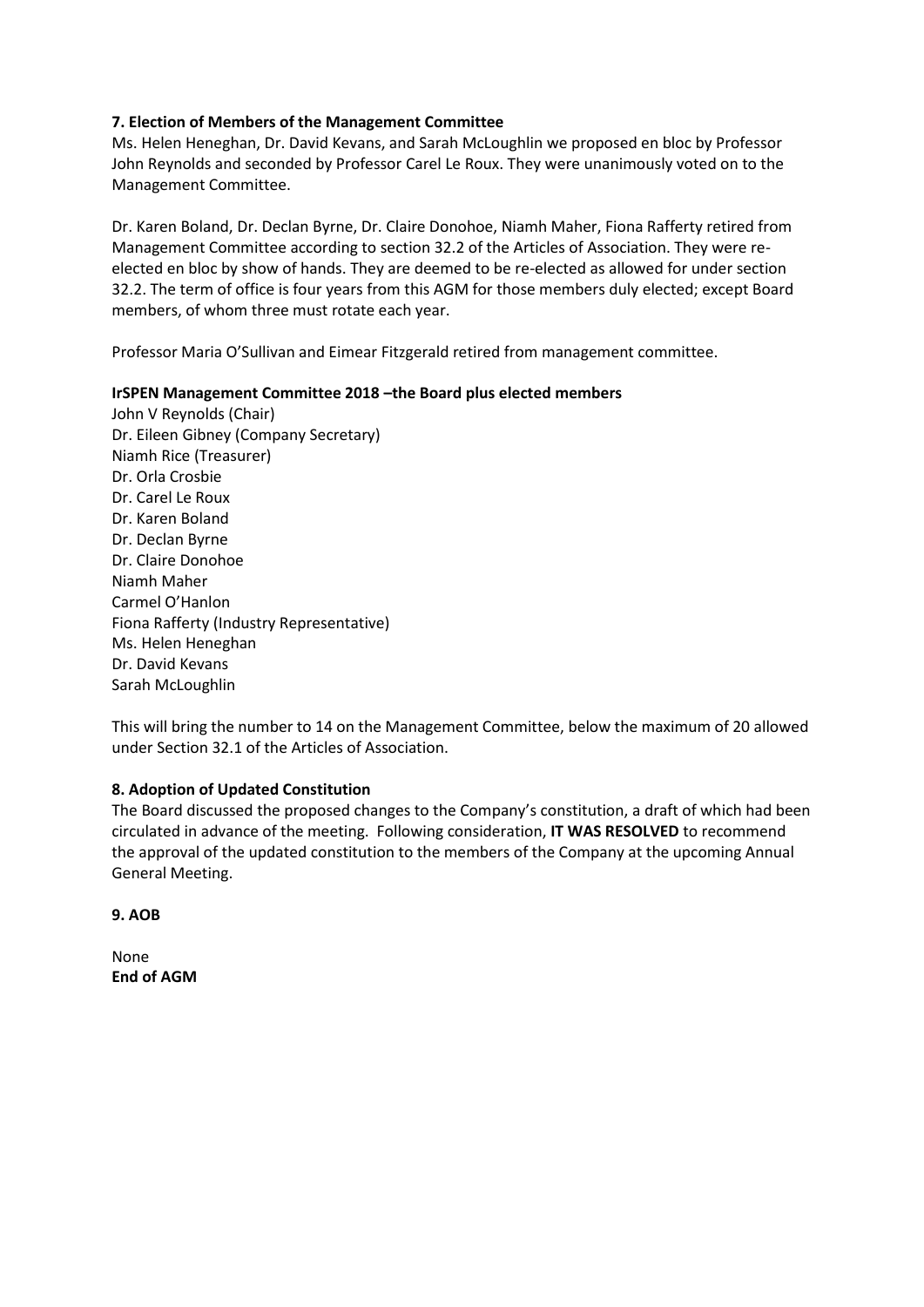**7. Election of Members of the Management Committee**

Ms. Helen Heneghan, Dr. David Kevans, and Sarah McLoughlin we proposed en bloc by Professor John Reynolds and seconded by Professor Carel Le Roux. They were unanimously voted on to the Management Committee.

Dr. Karen Boland, Dr. Declan Byrne, Dr. Claire Donohoe, Niamh Maher, Fiona Rafferty retired from Management Committee according to section 32.2 of the Articles of Association. They were re-elected en bloc by show of hands. They are deemed to be re-elected as allowed for under section 32.2. The term of office is four years from this AGM for those members duly elected; except Board members, of whom three must rotate each year.

Professor Maria O'Sullivan and Eimear Fitzgerald retired from management committee.

**IrSPEN Management Committee 2018 –the Board plus elected members**

John V Reynolds (Chair)
Dr. Eileen Gibney (Company Secretary)
Niamh Rice (Treasurer)
Dr. Orla Crosbie
Dr. Carel Le Roux
Dr. Karen Boland
Dr. Declan Byrne
Dr. Claire Donohoe
Niamh Maher
Carmel O'Hanlon
Fiona Rafferty (Industry Representative)
Ms. Helen Heneghan
Dr. David Kevans
Sarah McLoughlin

This will bring the number to 14 on the Management Committee, below the maximum of 20 allowed under Section 32.1 of the Articles of Association.

**8. Adoption of Updated Constitution**

The Board discussed the proposed changes to the Company's constitution, a draft of which had been circulated in advance of the meeting. Following consideration, **IT WAS RESOLVED** to recommend the approval of the updated constitution to the members of the Company at the upcoming Annual General Meeting.

**9. AOB**

None
**End of AGM**